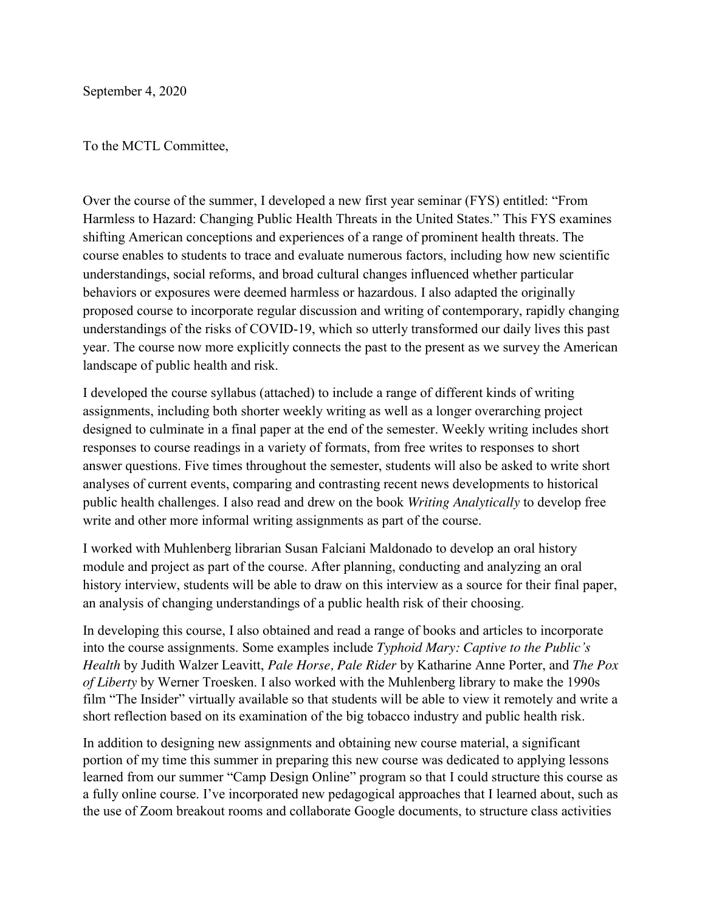September 4, 2020

To the MCTL Committee,

Over the course of the summer, I developed a new first year seminar (FYS) entitled: "From Harmless to Hazard: Changing Public Health Threats in the United States." This FYS examines shifting American conceptions and experiences of a range of prominent health threats. The course enables to students to trace and evaluate numerous factors, including how new scientific understandings, social reforms, and broad cultural changes influenced whether particular behaviors or exposures were deemed harmless or hazardous. I also adapted the originally proposed course to incorporate regular discussion and writing of contemporary, rapidly changing understandings of the risks of COVID-19, which so utterly transformed our daily lives this past year. The course now more explicitly connects the past to the present as we survey the American landscape of public health and risk.

I developed the course syllabus (attached) to include a range of different kinds of writing assignments, including both shorter weekly writing as well as a longer overarching project designed to culminate in a final paper at the end of the semester. Weekly writing includes short responses to course readings in a variety of formats, from free writes to responses to short answer questions. Five times throughout the semester, students will also be asked to write short analyses of current events, comparing and contrasting recent news developments to historical public health challenges. I also read and drew on the book *Writing Analytically* to develop free write and other more informal writing assignments as part of the course.

I worked with Muhlenberg librarian Susan Falciani Maldonado to develop an oral history module and project as part of the course. After planning, conducting and analyzing an oral history interview, students will be able to draw on this interview as a source for their final paper, an analysis of changing understandings of a public health risk of their choosing.

In developing this course, I also obtained and read a range of books and articles to incorporate into the course assignments. Some examples include *Typhoid Mary: Captive to the Public's Health* by Judith Walzer Leavitt, *Pale Horse, Pale Rider* by Katharine Anne Porter, and *The Pox of Liberty* by Werner Troesken. I also worked with the Muhlenberg library to make the 1990s film "The Insider" virtually available so that students will be able to view it remotely and write a short reflection based on its examination of the big tobacco industry and public health risk.

In addition to designing new assignments and obtaining new course material, a significant portion of my time this summer in preparing this new course was dedicated to applying lessons learned from our summer "Camp Design Online" program so that I could structure this course as a fully online course. I've incorporated new pedagogical approaches that I learned about, such as the use of Zoom breakout rooms and collaborate Google documents, to structure class activities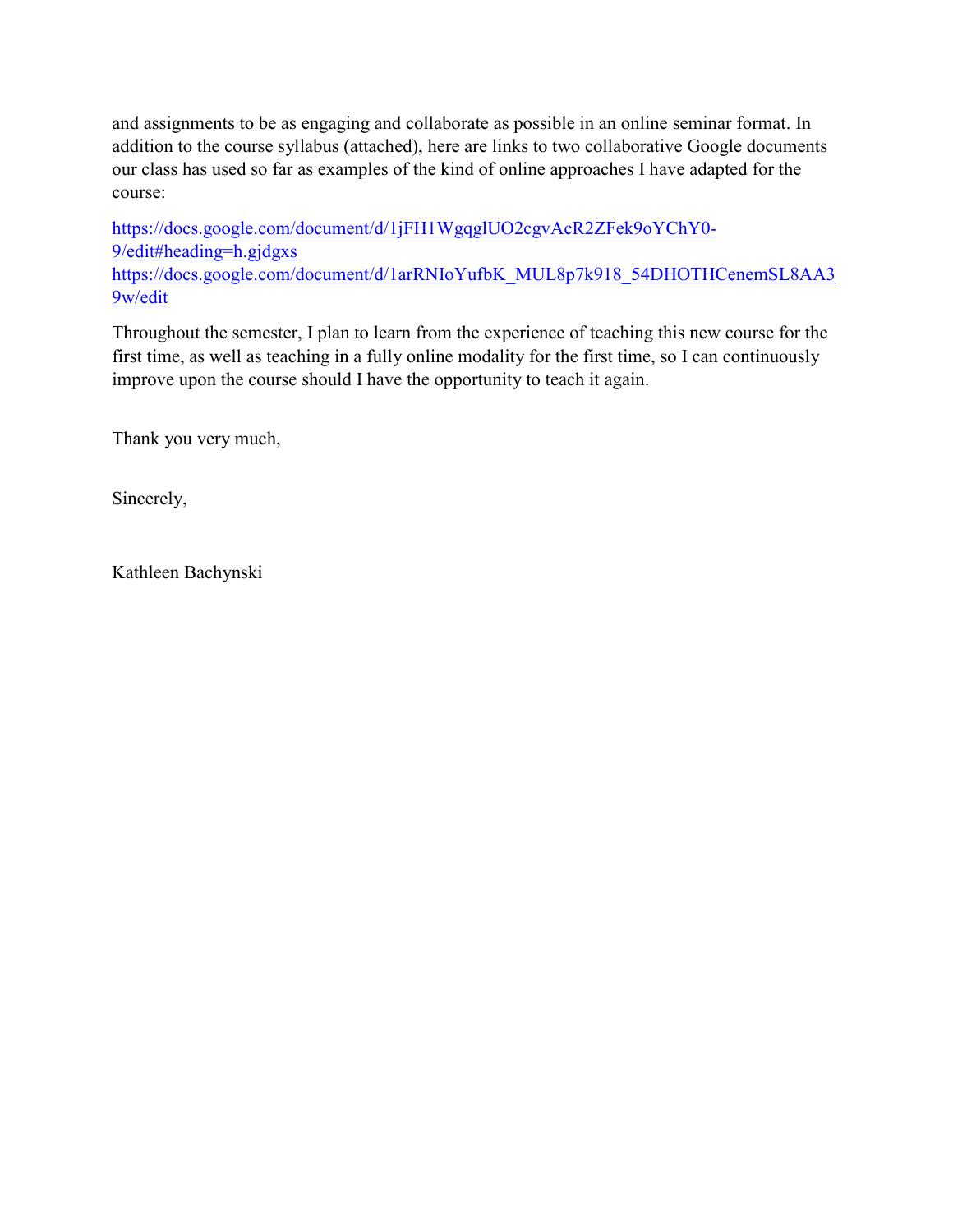and assignments to be as engaging and collaborate as possible in an online seminar format. In addition to the course syllabus (attached), here are links to two collaborative Google documents our class has used so far as examples of the kind of online approaches I have adapted for the course:

https://docs.google.com/document/d/1jFH1WgqglUO2cgvAcR2ZFek9oYChY0-9/edit#heading=h.gjdgxs
https://docs.google.com/document/d/1arRNIoYufbK_MUL8p7k918_54DHOTHCenemSL8AA39w/edit

Throughout the semester, I plan to learn from the experience of teaching this new course for the first time, as well as teaching in a fully online modality for the first time, so I can continuously improve upon the course should I have the opportunity to teach it again.

Thank you very much,

Sincerely,

Kathleen Bachynski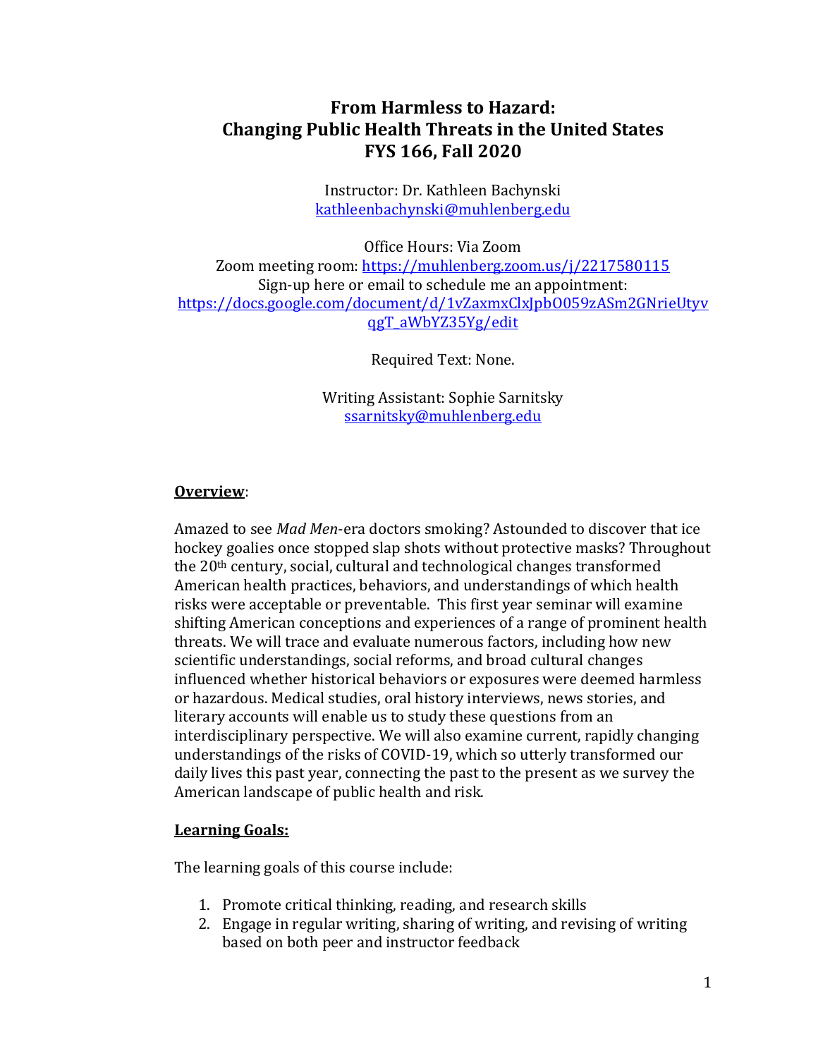# From Harmless to Hazard: Changing Public Health Threats in the United States FYS 166, Fall 2020

Instructor: Dr. Kathleen Bachynski
kathleenbachynski@muhlenberg.edu

Office Hours: Via Zoom
Zoom meeting room: https://muhlenberg.zoom.us/j/2217580115
Sign-up here or email to schedule me an appointment:
https://docs.google.com/document/d/1vZaxmxClxJpbO059zASm2GNrieUtyvqgT_aWbYZ35Yg/edit

Required Text: None.

Writing Assistant: Sophie Sarnitsky
ssarnitsky@muhlenberg.edu

## Overview:

Amazed to see *Mad Men*-era doctors smoking? Astounded to discover that ice hockey goalies once stopped slap shots without protective masks? Throughout the 20th century, social, cultural and technological changes transformed American health practices, behaviors, and understandings of which health risks were acceptable or preventable. This first year seminar will examine shifting American conceptions and experiences of a range of prominent health threats. We will trace and evaluate numerous factors, including how new scientific understandings, social reforms, and broad cultural changes influenced whether historical behaviors or exposures were deemed harmless or hazardous. Medical studies, oral history interviews, news stories, and literary accounts will enable us to study these questions from an interdisciplinary perspective. We will also examine current, rapidly changing understandings of the risks of COVID-19, which so utterly transformed our daily lives this past year, connecting the past to the present as we survey the American landscape of public health and risk.

## Learning Goals:

The learning goals of this course include:

1. Promote critical thinking, reading, and research skills
2. Engage in regular writing, sharing of writing, and revising of writing based on both peer and instructor feedback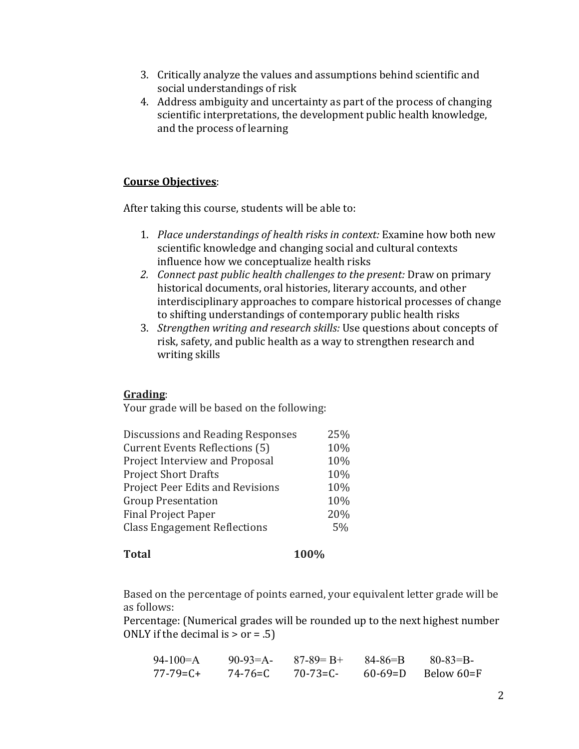3. Critically analyze the values and assumptions behind scientific and social understandings of risk
4. Address ambiguity and uncertainty as part of the process of changing scientific interpretations, the development public health knowledge, and the process of learning

**Course Objectives**:

After taking this course, students will be able to:

1. *Place understandings of health risks in context:* Examine how both new scientific knowledge and changing social and cultural contexts influence how we conceptualize health risks
2. *Connect past public health challenges to the present:* Draw on primary historical documents, oral histories, literary accounts, and other interdisciplinary approaches to compare historical processes of change to shifting understandings of contemporary public health risks
3. *Strengthen writing and research skills:* Use questions about concepts of risk, safety, and public health as a way to strengthen research and writing skills

**Grading**:

Your grade will be based on the following:

| | |
|---|---|
| Discussions and Reading Responses | 25% |
| Current Events Reflections (5) | 10% |
| Project Interview and Proposal | 10% |
| Project Short Drafts | 10% |
| Project Peer Edits and Revisions | 10% |
| Group Presentation | 10% |
| Final Project Paper | 20% |
| Class Engagement Reflections | 5% |
| **Total** | **100%** |

Based on the percentage of points earned, your equivalent letter grade will be as follows:

Percentage: (Numerical grades will be rounded up to the next highest number ONLY if the decimal is > or = .5)

| | | | | |
|---|---|---|---|---|
| 94-100=A | 90-93=A- | 87-89= B+ | 84-86=B | 80-83=B- |
| 77-79=C+ | 74-76=C | 70-73=C- | 60-69=D | Below 60=F |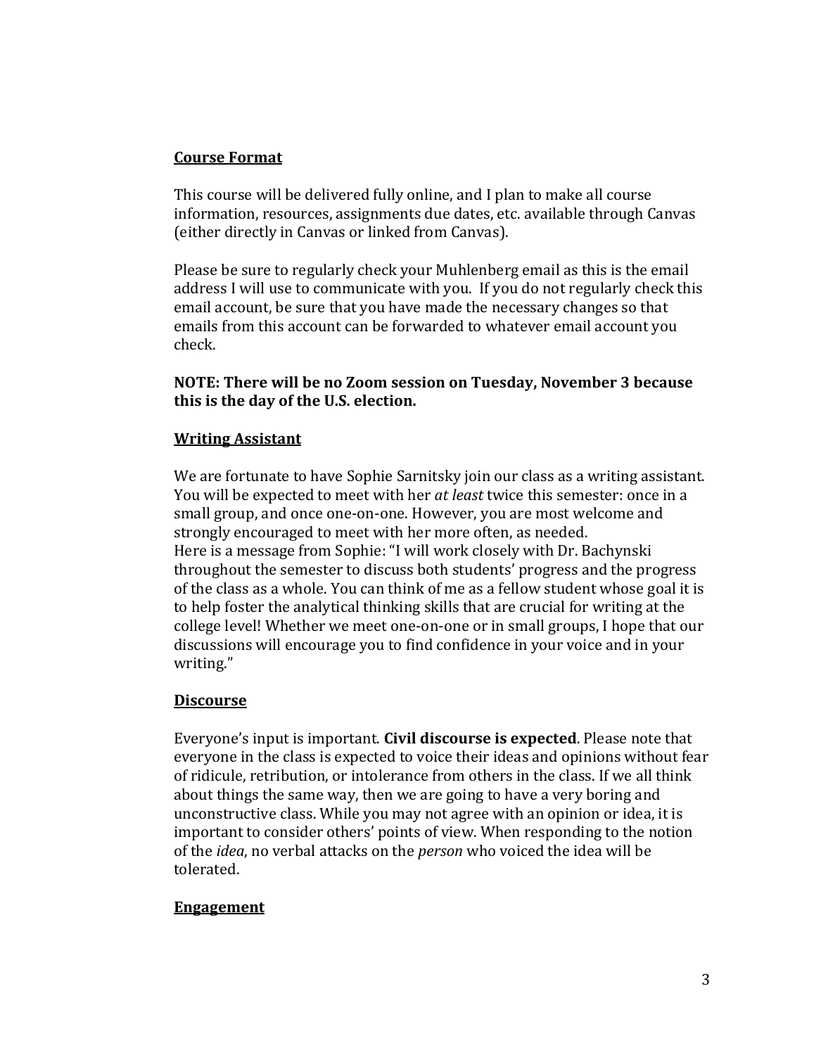## Course Format

This course will be delivered fully online, and I plan to make all course information, resources, assignments due dates, etc. available through Canvas (either directly in Canvas or linked from Canvas).

Please be sure to regularly check your Muhlenberg email as this is the email address I will use to communicate with you. If you do not regularly check this email account, be sure that you have made the necessary changes so that emails from this account can be forwarded to whatever email account you check.

**NOTE: There will be no Zoom session on Tuesday, November 3 because this is the day of the U.S. election.**

## Writing Assistant

We are fortunate to have Sophie Sarnitsky join our class as a writing assistant. You will be expected to meet with her *at least* twice this semester: once in a small group, and once one-on-one. However, you are most welcome and strongly encouraged to meet with her more often, as needed.
Here is a message from Sophie: "I will work closely with Dr. Bachynski throughout the semester to discuss both students' progress and the progress of the class as a whole. You can think of me as a fellow student whose goal it is to help foster the analytical thinking skills that are crucial for writing at the college level! Whether we meet one-on-one or in small groups, I hope that our discussions will encourage you to find confidence in your voice and in your writing."

## Discourse

Everyone's input is important. **Civil discourse is expected**. Please note that everyone in the class is expected to voice their ideas and opinions without fear of ridicule, retribution, or intolerance from others in the class. If we all think about things the same way, then we are going to have a very boring and unconstructive class. While you may not agree with an opinion or idea, it is important to consider others' points of view. When responding to the notion of the *idea*, no verbal attacks on the *person* who voiced the idea will be tolerated.

## Engagement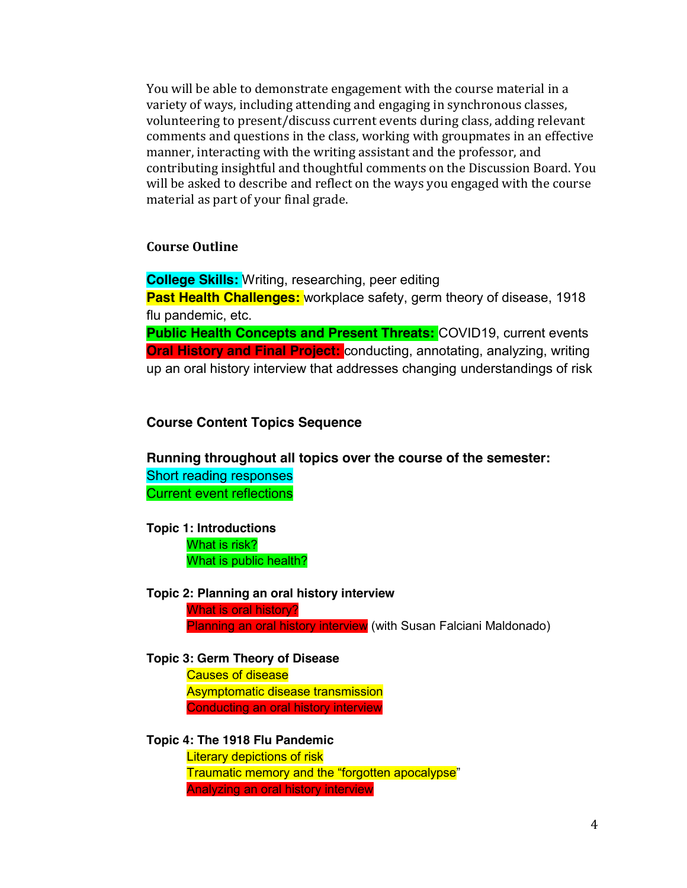You will be able to demonstrate engagement with the course material in a variety of ways, including attending and engaging in synchronous classes, volunteering to present/discuss current events during class, adding relevant comments and questions in the class, working with groupmates in an effective manner, interacting with the writing assistant and the professor, and contributing insightful and thoughtful comments on the Discussion Board. You will be asked to describe and reflect on the ways you engaged with the course material as part of your final grade.

**Course Outline**

**College Skills:** Writing, researching, peer editing
**Past Health Challenges:** workplace safety, germ theory of disease, 1918 flu pandemic, etc.
**Public Health Concepts and Present Threats:** COVID19, current events
**Oral History and Final Project:** conducting, annotating, analyzing, writing up an oral history interview that addresses changing understandings of risk

**Course Content Topics Sequence**

**Running throughout all topics over the course of the semester:**
Short reading responses
Current event reflections

**Topic 1: Introductions**
- What is risk?
- What is public health?

**Topic 2: Planning an oral history interview**
- What is oral history?
- Planning an oral history interview (with Susan Falciani Maldonado)

**Topic 3: Germ Theory of Disease**
- Causes of disease
- Asymptomatic disease transmission
- Conducting an oral history interview

**Topic 4: The 1918 Flu Pandemic**
- Literary depictions of risk
- Traumatic memory and the "forgotten apocalypse"
- Analyzing an oral history interview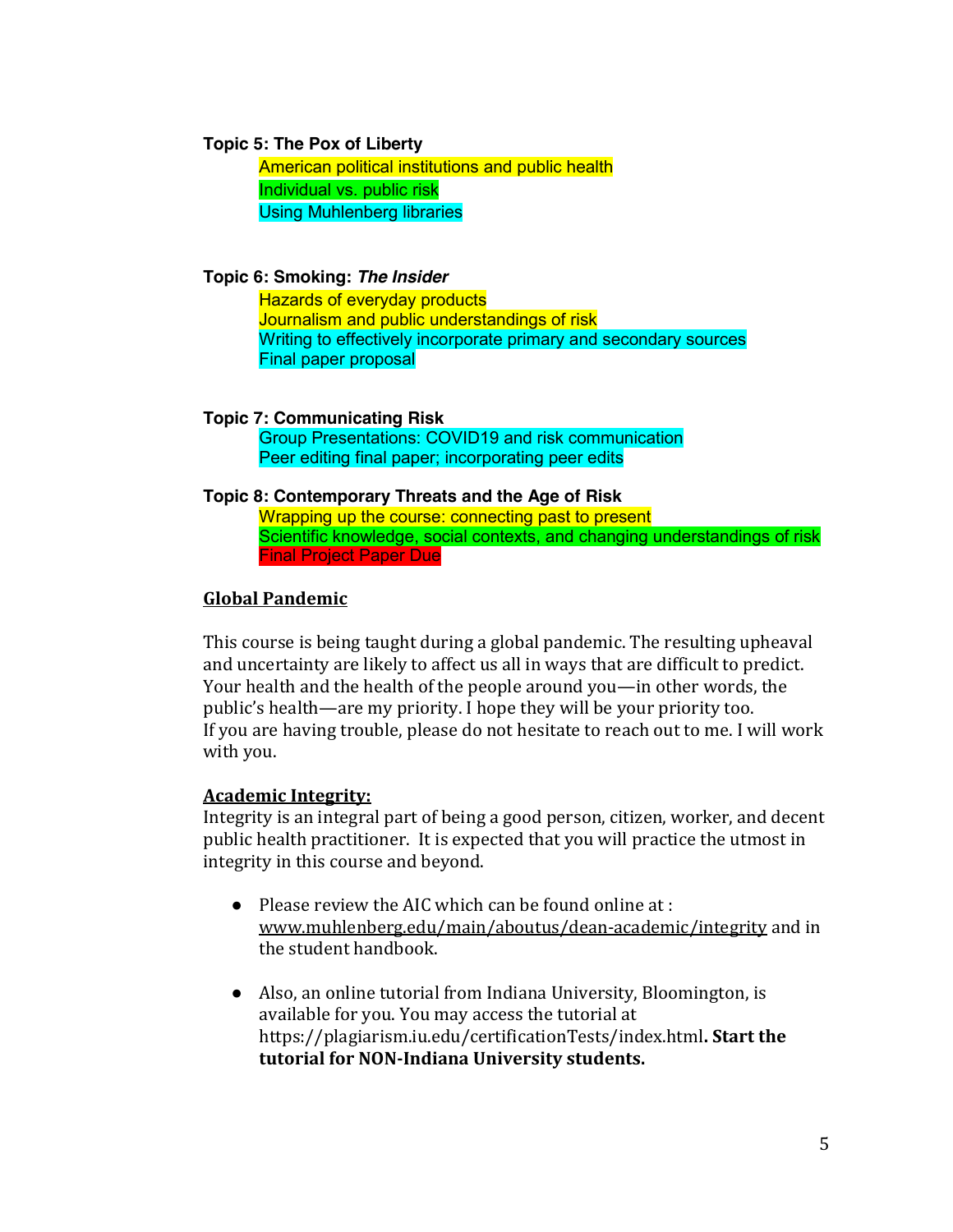**Topic 5: The Pox of Liberty**

- American political institutions and public health
- Individual vs. public risk
- Using Muhlenberg libraries

**Topic 6: Smoking: *The Insider***

- Hazards of everyday products
- Journalism and public understandings of risk
- Writing to effectively incorporate primary and secondary sources
- Final paper proposal

**Topic 7: Communicating Risk**

- Group Presentations: COVID19 and risk communication
- Peer editing final paper; incorporating peer edits

**Topic 8: Contemporary Threats and the Age of Risk**

- Wrapping up the course: connecting past to present
- Scientific knowledge, social contexts, and changing understandings of risk
- Final Project Paper Due

## Global Pandemic

This course is being taught during a global pandemic. The resulting upheaval and uncertainty are likely to affect us all in ways that are difficult to predict. Your health and the health of the people around you—in other words, the public's health—are my priority. I hope they will be your priority too. If you are having trouble, please do not hesitate to reach out to me. I will work with you.

## Academic Integrity:

Integrity is an integral part of being a good person, citizen, worker, and decent public health practitioner. It is expected that you will practice the utmost in integrity in this course and beyond.

- Please review the AIC which can be found online at : www.muhlenberg.edu/main/aboutus/dean-academic/integrity and in the student handbook.

- Also, an online tutorial from Indiana University, Bloomington, is available for you. You may access the tutorial at https://plagiarism.iu.edu/certificationTests/index.html. **Start the tutorial for NON-Indiana University students.**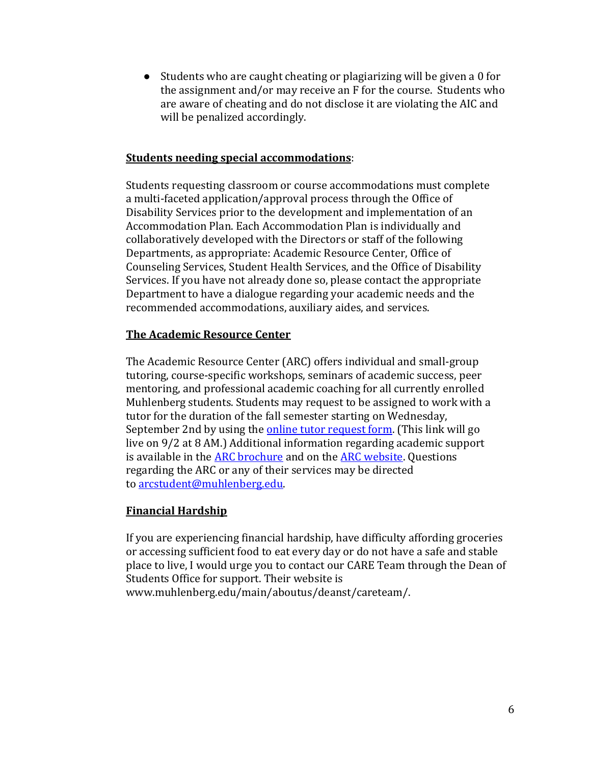- Students who are caught cheating or plagiarizing will be given a 0 for the assignment and/or may receive an F for the course. Students who are aware of cheating and do not disclose it are violating the AIC and will be penalized accordingly.

**Students needing special accommodations**:

Students requesting classroom or course accommodations must complete a multi-faceted application/approval process through the Office of Disability Services prior to the development and implementation of an Accommodation Plan. Each Accommodation Plan is individually and collaboratively developed with the Directors or staff of the following Departments, as appropriate: Academic Resource Center, Office of Counseling Services, Student Health Services, and the Office of Disability Services. If you have not already done so, please contact the appropriate Department to have a dialogue regarding your academic needs and the recommended accommodations, auxiliary aides, and services.

**The Academic Resource Center**

The Academic Resource Center (ARC) offers individual and small-group tutoring, course-specific workshops, seminars of academic success, peer mentoring, and professional academic coaching for all currently enrolled Muhlenberg students. Students may request to be assigned to work with a tutor for the duration of the fall semester starting on Wednesday, September 2nd by using the online tutor request form. (This link will go live on 9/2 at 8 AM.) Additional information regarding academic support is available in the ARC brochure and on the ARC website. Questions regarding the ARC or any of their services may be directed to arcstudent@muhlenberg.edu.

**Financial Hardship**

If you are experiencing financial hardship, have difficulty affording groceries or accessing sufficient food to eat every day or do not have a safe and stable place to live, I would urge you to contact our CARE Team through the Dean of Students Office for support. Their website is www.muhlenberg.edu/main/aboutus/deanst/careteam/.